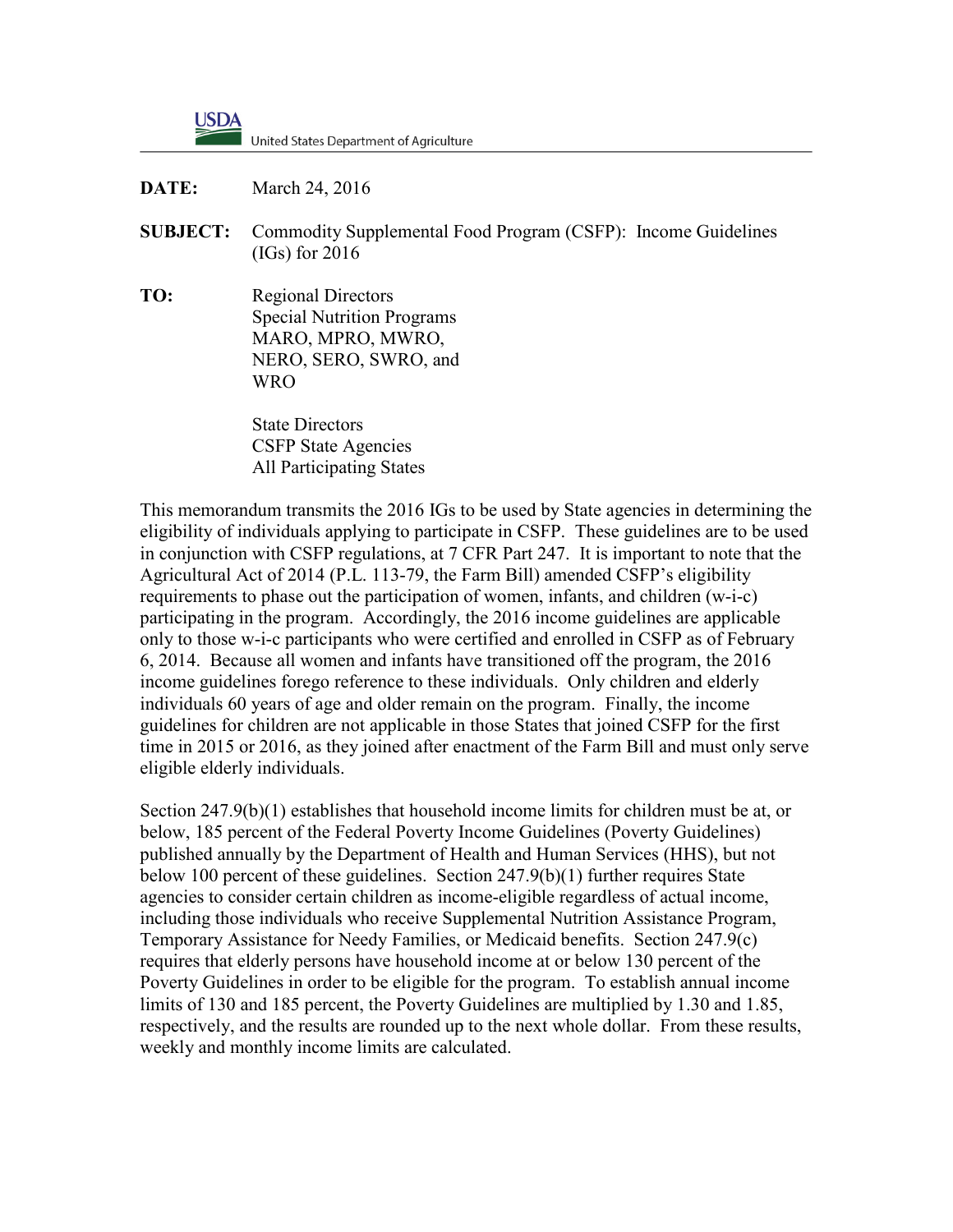USDA United States Department of Agriculture

**DATE:** March 24, 2016

**SUBJECT:** Commodity Supplemental Food Program (CSFP): Income Guidelines (IGs) for 2016

**TO:** Regional Directors
Special Nutrition Programs
MARO, MPRO, MWRO,
NERO, SERO, SWRO, and
WRO

State Directors
CSFP State Agencies
All Participating States

This memorandum transmits the 2016 IGs to be used by State agencies in determining the eligibility of individuals applying to participate in CSFP. These guidelines are to be used in conjunction with CSFP regulations, at 7 CFR Part 247. It is important to note that the Agricultural Act of 2014 (P.L. 113-79, the Farm Bill) amended CSFP's eligibility requirements to phase out the participation of women, infants, and children (w-i-c) participating in the program. Accordingly, the 2016 income guidelines are applicable only to those w-i-c participants who were certified and enrolled in CSFP as of February 6, 2014. Because all women and infants have transitioned off the program, the 2016 income guidelines forego reference to these individuals. Only children and elderly individuals 60 years of age and older remain on the program. Finally, the income guidelines for children are not applicable in those States that joined CSFP for the first time in 2015 or 2016, as they joined after enactment of the Farm Bill and must only serve eligible elderly individuals.

Section 247.9(b)(1) establishes that household income limits for children must be at, or below, 185 percent of the Federal Poverty Income Guidelines (Poverty Guidelines) published annually by the Department of Health and Human Services (HHS), but not below 100 percent of these guidelines. Section 247.9(b)(1) further requires State agencies to consider certain children as income-eligible regardless of actual income, including those individuals who receive Supplemental Nutrition Assistance Program, Temporary Assistance for Needy Families, or Medicaid benefits. Section 247.9(c) requires that elderly persons have household income at or below 130 percent of the Poverty Guidelines in order to be eligible for the program. To establish annual income limits of 130 and 185 percent, the Poverty Guidelines are multiplied by 1.30 and 1.85, respectively, and the results are rounded up to the next whole dollar. From these results, weekly and monthly income limits are calculated.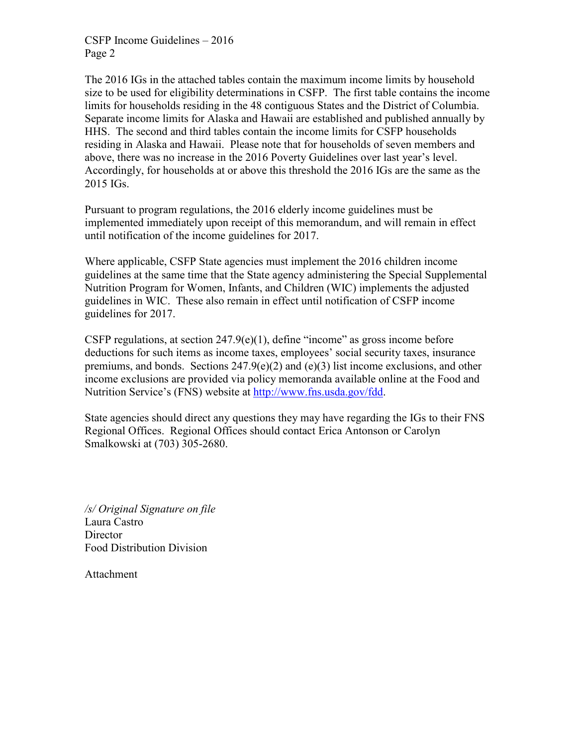The 2016 IGs in the attached tables contain the maximum income limits by household size to be used for eligibility determinations in CSFP. The first table contains the income limits for households residing in the 48 contiguous States and the District of Columbia. Separate income limits for Alaska and Hawaii are established and published annually by HHS. The second and third tables contain the income limits for CSFP households residing in Alaska and Hawaii. Please note that for households of seven members and above, there was no increase in the 2016 Poverty Guidelines over last year's level. Accordingly, for households at or above this threshold the 2016 IGs are the same as the 2015 IGs.

Pursuant to program regulations, the 2016 elderly income guidelines must be implemented immediately upon receipt of this memorandum, and will remain in effect until notification of the income guidelines for 2017.

Where applicable, CSFP State agencies must implement the 2016 children income guidelines at the same time that the State agency administering the Special Supplemental Nutrition Program for Women, Infants, and Children (WIC) implements the adjusted guidelines in WIC. These also remain in effect until notification of CSFP income guidelines for 2017.

CSFP regulations, at section 247.9(e)(1), define "income" as gross income before deductions for such items as income taxes, employees' social security taxes, insurance premiums, and bonds. Sections 247.9(e)(2) and (e)(3) list income exclusions, and other income exclusions are provided via policy memoranda available online at the Food and Nutrition Service's (FNS) website at [http://www.fns.usda.gov/fdd](http://www.fns.usda.gov/fdd).

State agencies should direct any questions they may have regarding the IGs to their FNS Regional Offices. Regional Offices should contact Erica Antonson or Carolyn Smalkowski at (703) 305-2680.

*/s/ Original Signature on file*
Laura Castro
Director
Food Distribution Division

Attachment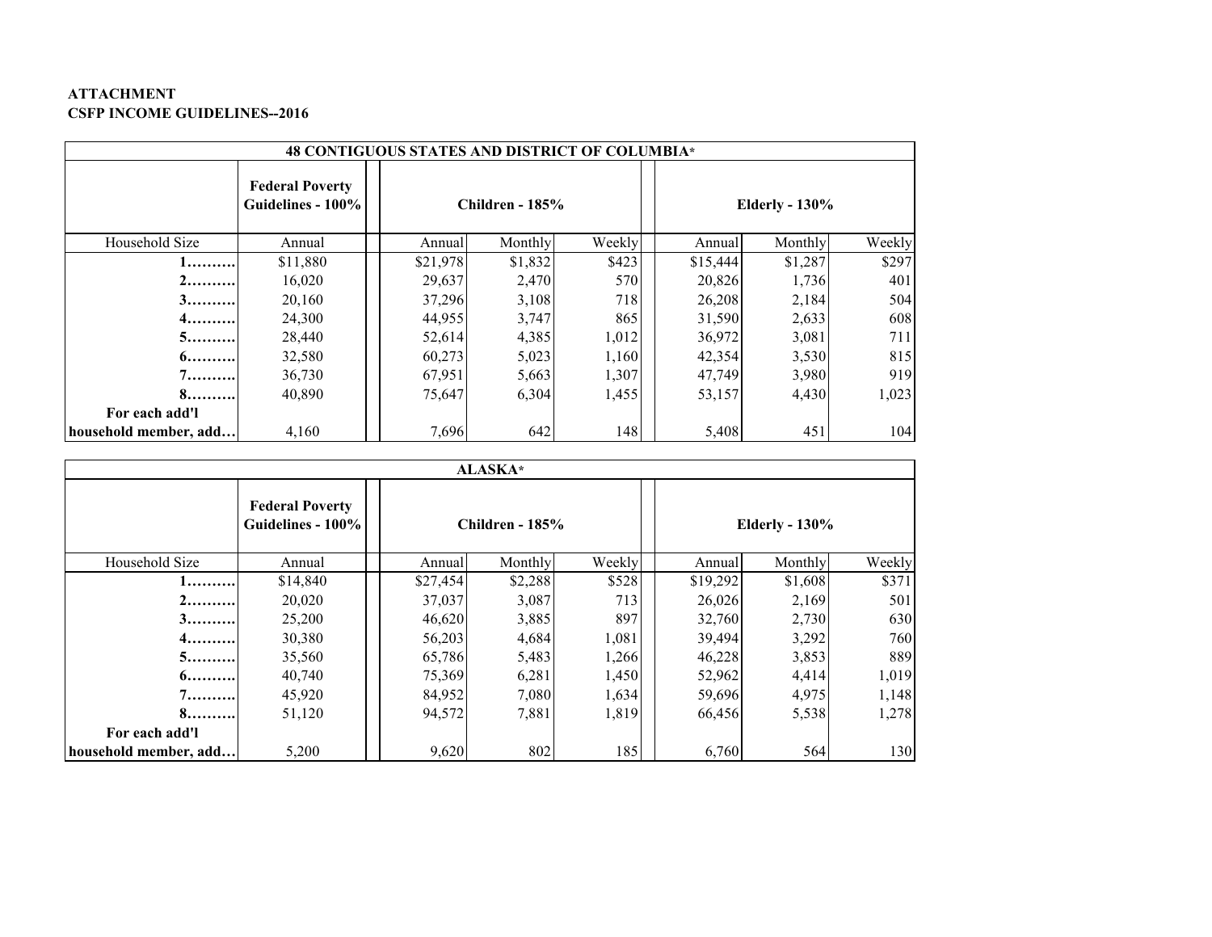**ATTACHMENT**
**CSFP INCOME GUIDELINES--2016**

| 48 CONTIGUOUS STATES AND DISTRICT OF COLUMBIA* | | | | | | | |
|---|---|---|---|---|---|---|---|
| | **Federal Poverty Guidelines - 100%** | **Children - 185%** | | | **Elderly - 130%** | | |
| Household Size | Annual | Annual | Monthly | Weekly | Annual | Monthly | Weekly |
| **1.........** | $11,880 | $21,978 | $1,832 | $423 | $15,444 | $1,287 | $297 |
| **2.........** | 16,020 | 29,637 | 2,470 | 570 | 20,826 | 1,736 | 401 |
| **3.........** | 20,160 | 37,296 | 3,108 | 718 | 26,208 | 2,184 | 504 |
| **4.........** | 24,300 | 44,955 | 3,747 | 865 | 31,590 | 2,633 | 608 |
| **5.........** | 28,440 | 52,614 | 4,385 | 1,012 | 36,972 | 3,081 | 711 |
| **6.........** | 32,580 | 60,273 | 5,023 | 1,160 | 42,354 | 3,530 | 815 |
| **7.........** | 36,730 | 67,951 | 5,663 | 1,307 | 47,749 | 3,980 | 919 |
| **8.........** | 40,890 | 75,647 | 6,304 | 1,455 | 53,157 | 4,430 | 1,023 |
| **For each add'l household member, add...** | 4,160 | 7,696 | 642 | 148 | 5,408 | 451 | 104 |

| ALASKA* | | | | | | | |
|---|---|---|---|---|---|---|---|
| | **Federal Poverty Guidelines - 100%** | **Children - 185%** | | | **Elderly - 130%** | | |
| Household Size | Annual | Annual | Monthly | Weekly | Annual | Monthly | Weekly |
| **1.........** | $14,840 | $27,454 | $2,288 | $528 | $19,292 | $1,608 | $371 |
| **2.........** | 20,020 | 37,037 | 3,087 | 713 | 26,026 | 2,169 | 501 |
| **3.........** | 25,200 | 46,620 | 3,885 | 897 | 32,760 | 2,730 | 630 |
| **4.........** | 30,380 | 56,203 | 4,684 | 1,081 | 39,494 | 3,292 | 760 |
| **5.........** | 35,560 | 65,786 | 5,483 | 1,266 | 46,228 | 3,853 | 889 |
| **6.........** | 40,740 | 75,369 | 6,281 | 1,450 | 52,962 | 4,414 | 1,019 |
| **7.........** | 45,920 | 84,952 | 7,080 | 1,634 | 59,696 | 4,975 | 1,148 |
| **8.........** | 51,120 | 94,572 | 7,881 | 1,819 | 66,456 | 5,538 | 1,278 |
| **For each add'l household member, add...** | 5,200 | 9,620 | 802 | 185 | 6,760 | 564 | 130 |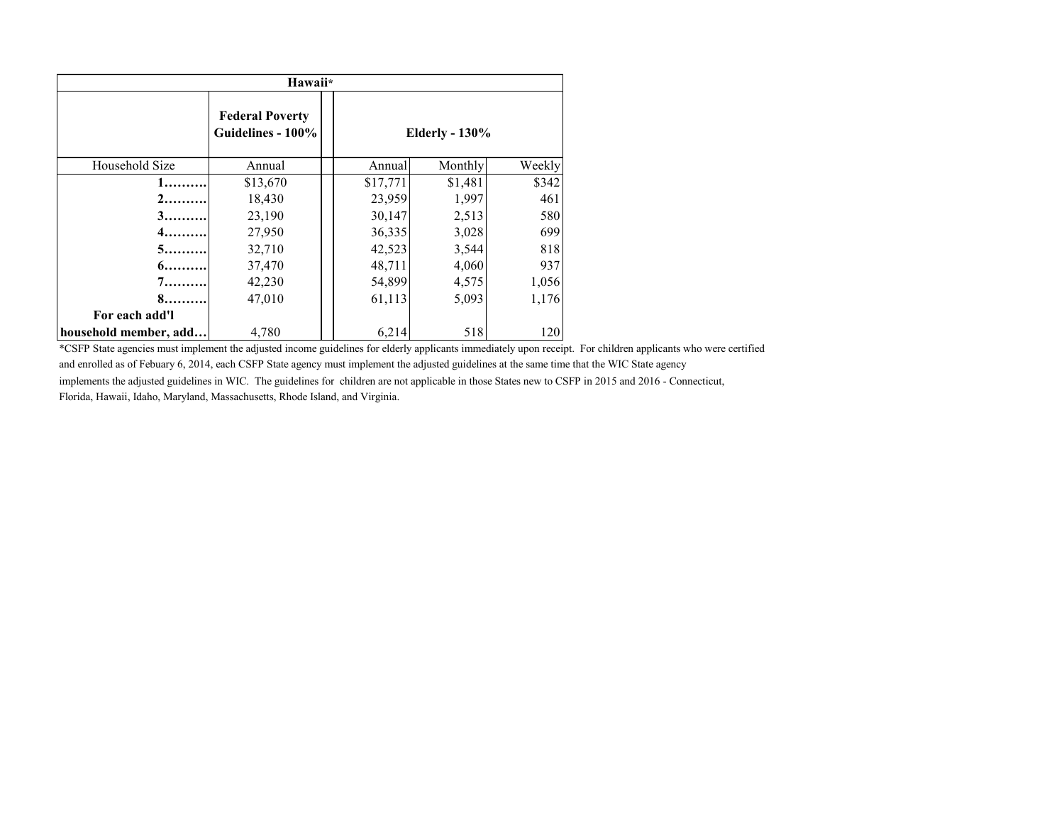| Hawaii* | | | | | |
|---|---|---|---|---|---|
| | **Federal Poverty Guidelines - 100%** | | **Elderly - 130%** | | |
| Household Size | Annual | | Annual | Monthly | Weekly |
| **1………** | $13,670 | | $17,771 | $1,481 | $342 |
| **2………** | 18,430 | | 23,959 | 1,997 | 461 |
| **3………** | 23,190 | | 30,147 | 2,513 | 580 |
| **4………** | 27,950 | | 36,335 | 3,028 | 699 |
| **5………** | 32,710 | | 42,523 | 3,544 | 818 |
| **6………** | 37,470 | | 48,711 | 4,060 | 937 |
| **7………** | 42,230 | | 54,899 | 4,575 | 1,056 |
| **8………** | 47,010 | | 61,113 | 5,093 | 1,176 |
| **For each add'l household member, add…** | 4,780 | | 6,214 | 518 | 120 |

*CSFP State agencies must implement the adjusted income guidelines for elderly applicants immediately upon receipt. For children applicants who were certified and enrolled as of Febuary 6, 2014, each CSFP State agency must implement the adjusted guidelines at the same time that the WIC State agency implements the adjusted guidelines in WIC. The guidelines for children are not applicable in those States new to CSFP in 2015 and 2016 - Connecticut, Florida, Hawaii, Idaho, Maryland, Massachusetts, Rhode Island, and Virginia.